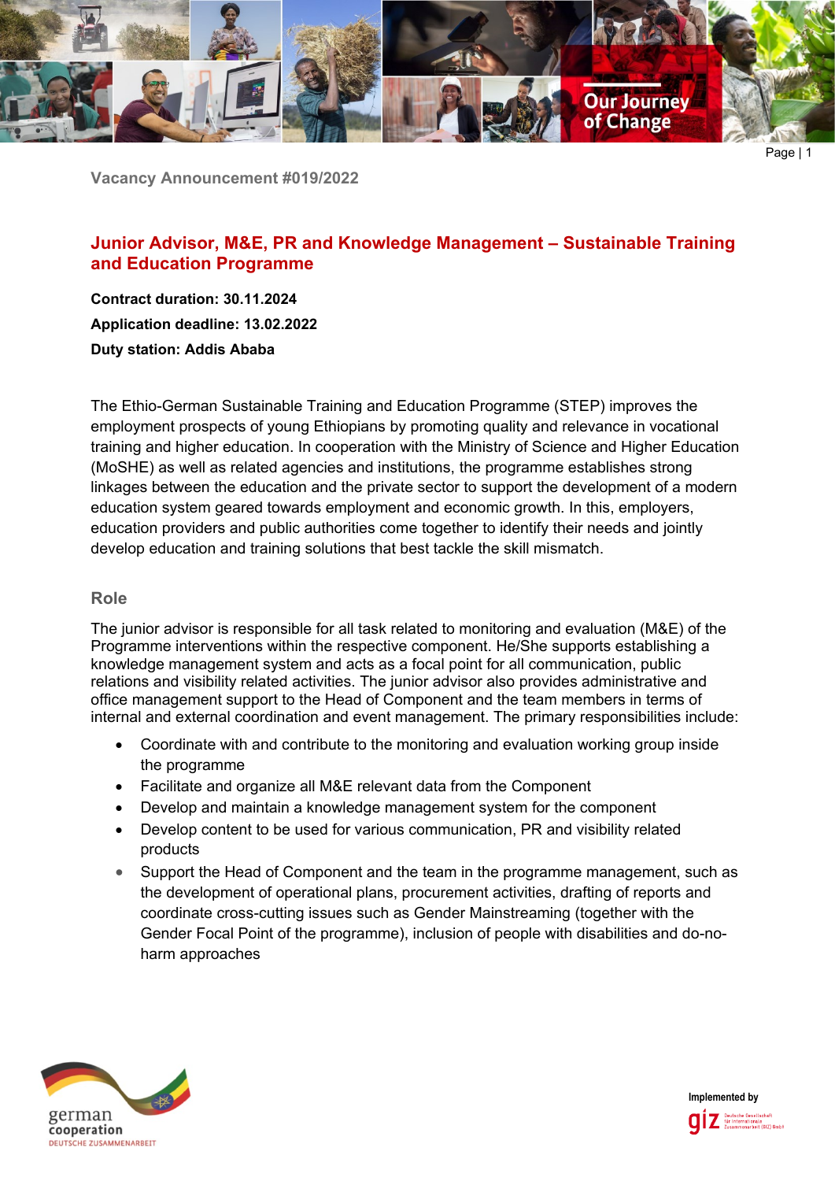Vacancy Announcement #019/2022

# Junior Advisor, M&E, PR and Knowledge Management – Sustainable Training and Education Programme

**Contract duration: 30.11.2024**

**Application deadline: 13.02.2022**

**Duty station: Addis Ababa**

The Ethio-German Sustainable Training and Education Programme (STEP) improves the employment prospects of young Ethiopians by promoting quality and relevance in vocational training and higher education. In cooperation with the Ministry of Science and Higher Education (MoSHE) as well as related agencies and institutions, the programme establishes strong linkages between the education and the private sector to support the development of a modern education system geared towards employment and economic growth. In this, employers, education providers and public authorities come together to identify their needs and jointly develop education and training solutions that best tackle the skill mismatch.

## Role

The junior advisor is responsible for all task related to monitoring and evaluation (M&E) of the Programme interventions within the respective component. He/She supports establishing a knowledge management system and acts as a focal point for all communication, public relations and visibility related activities. The junior advisor also provides administrative and office management support to the Head of Component and the team members in terms of internal and external coordination and event management. The primary responsibilities include:

- Coordinate with and contribute to the monitoring and evaluation working group inside the programme
- Facilitate and organize all M&E relevant data from the Component
- Develop and maintain a knowledge management system for the component
- Develop content to be used for various communication, PR and visibility related products
- Support the Head of Component and the team in the programme management, such as the development of operational plans, procurement activities, drafting of reports and coordinate cross-cutting issues such as Gender Mainstreaming (together with the Gender Focal Point of the programme), inclusion of people with disabilities and do-no-harm approaches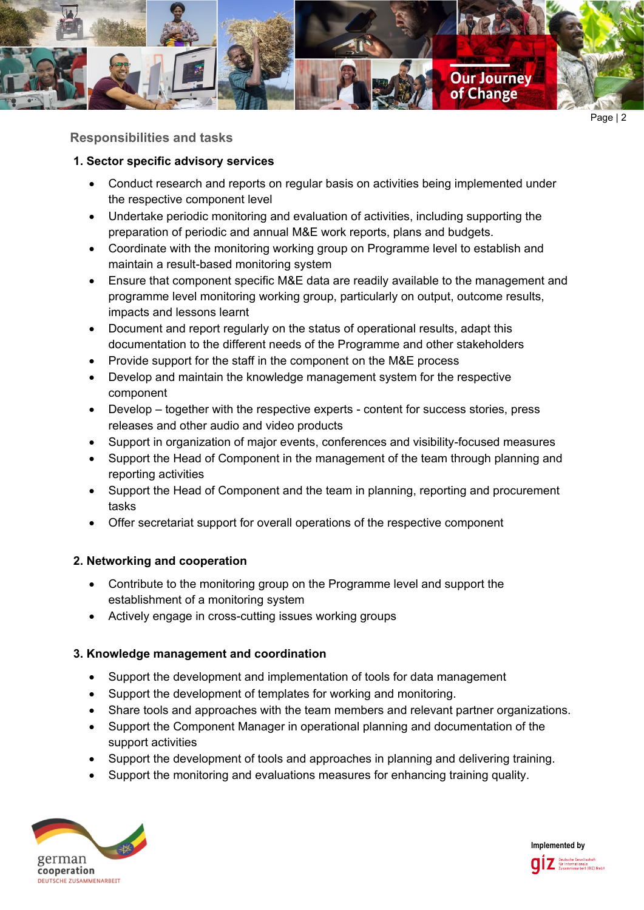## Responsibilities and tasks

### 1. Sector specific advisory services

- Conduct research and reports on regular basis on activities being implemented under the respective component level
- Undertake periodic monitoring and evaluation of activities, including supporting the preparation of periodic and annual M&E work reports, plans and budgets.
- Coordinate with the monitoring working group on Programme level to establish and maintain a result-based monitoring system
- Ensure that component specific M&E data are readily available to the management and programme level monitoring working group, particularly on output, outcome results, impacts and lessons learnt
- Document and report regularly on the status of operational results, adapt this documentation to the different needs of the Programme and other stakeholders
- Provide support for the staff in the component on the M&E process
- Develop and maintain the knowledge management system for the respective component
- Develop – together with the respective experts - content for success stories, press releases and other audio and video products
- Support in organization of major events, conferences and visibility-focused measures
- Support the Head of Component in the management of the team through planning and reporting activities
- Support the Head of Component and the team in planning, reporting and procurement tasks
- Offer secretariat support for overall operations of the respective component

### 2. Networking and cooperation

- Contribute to the monitoring group on the Programme level and support the establishment of a monitoring system
- Actively engage in cross-cutting issues working groups

### 3. Knowledge management and coordination

- Support the development and implementation of tools for data management
- Support the development of templates for working and monitoring.
- Share tools and approaches with the team members and relevant partner organizations.
- Support the Component Manager in operational planning and documentation of the support activities
- Support the development of tools and approaches in planning and delivering training.
- Support the monitoring and evaluations measures for enhancing training quality.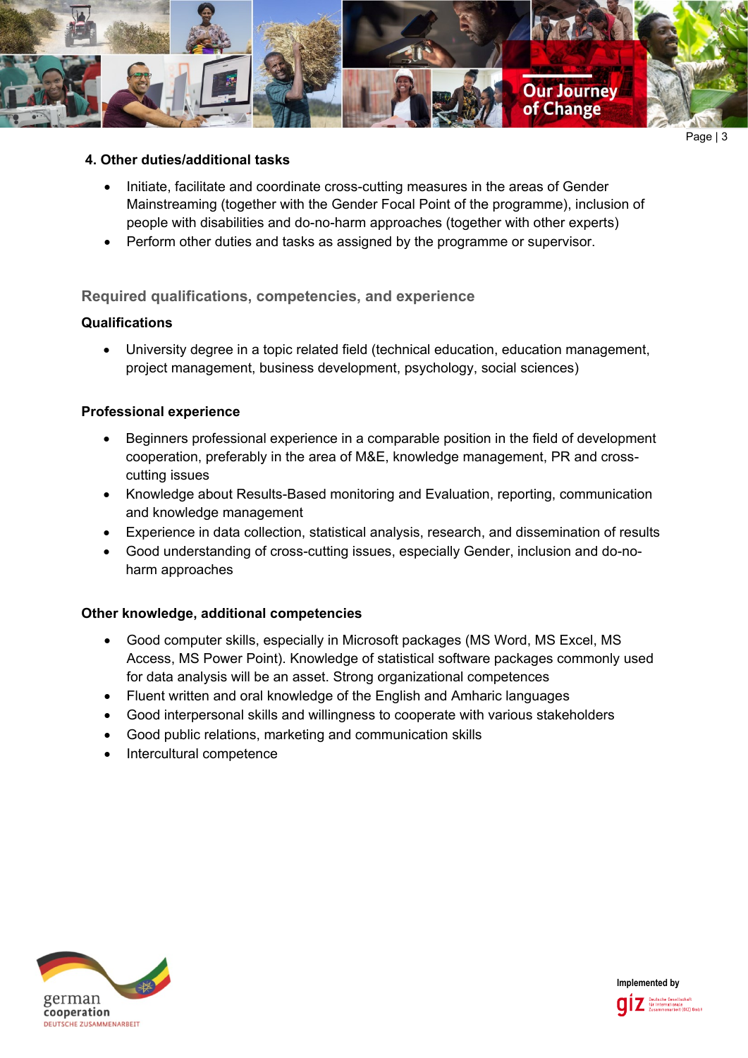#### 4. Other duties/additional tasks

- Initiate, facilitate and coordinate cross-cutting measures in the areas of Gender Mainstreaming (together with the Gender Focal Point of the programme), inclusion of people with disabilities and do-no-harm approaches (together with other experts)
- Perform other duties and tasks as assigned by the programme or supervisor.

## Required qualifications, competencies, and experience

### Qualifications

- University degree in a topic related field (technical education, education management, project management, business development, psychology, social sciences)

### Professional experience

- Beginners professional experience in a comparable position in the field of development cooperation, preferably in the area of M&E, knowledge management, PR and cross-cutting issues
- Knowledge about Results-Based monitoring and Evaluation, reporting, communication and knowledge management
- Experience in data collection, statistical analysis, research, and dissemination of results
- Good understanding of cross-cutting issues, especially Gender, inclusion and do-no-harm approaches

### Other knowledge, additional competencies

- Good computer skills, especially in Microsoft packages (MS Word, MS Excel, MS Access, MS Power Point). Knowledge of statistical software packages commonly used for data analysis will be an asset. Strong organizational competences
- Fluent written and oral knowledge of the English and Amharic languages
- Good interpersonal skills and willingness to cooperate with various stakeholders
- Good public relations, marketing and communication skills
- Intercultural competence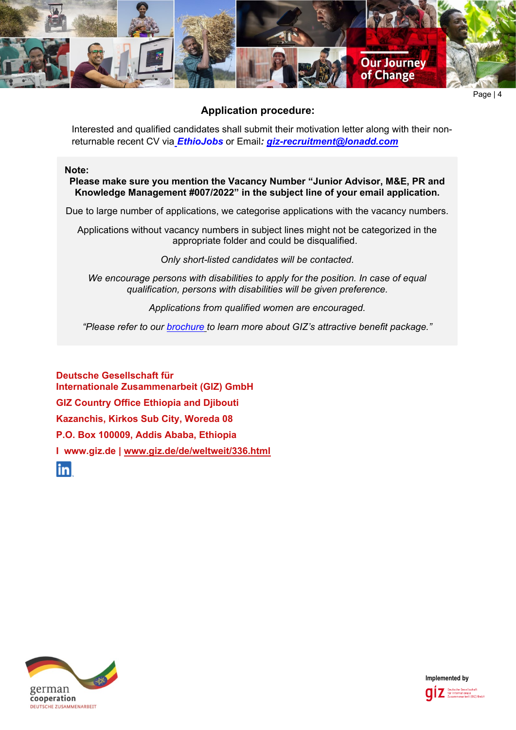## Application procedure:

Interested and qualified candidates shall submit their motivation letter along with their non-returnable recent CV via ***EthioJobs*** or Email***: giz-recruitment@lonadd.com***

**Note:**

**Please make sure you mention the Vacancy Number "Junior Advisor, M&E, PR and Knowledge Management #007/2022" in the subject line of your email application.**

Due to large number of applications, we categorise applications with the vacancy numbers.

Applications without vacancy numbers in subject lines might not be categorized in the appropriate folder and could be disqualified.

*Only short-listed candidates will be contacted.*

*We encourage persons with disabilities to apply for the position. In case of equal qualification, persons with disabilities will be given preference.*

*Applications from qualified women are encouraged.*

*"Please refer to our brochure to learn more about GIZ's attractive benefit package."*

**Deutsche Gesellschaft für**
**Internationale Zusammenarbeit (GIZ) GmbH**

**GIZ Country Office Ethiopia and Djibouti**

**Kazanchis, Kirkos Sub City, Woreda 08**

**P.O. Box 100009, Addis Ababa, Ethiopia**

**I www.giz.de | www.giz.de/de/weltweit/336.html**

german cooperation
DEUTSCHE ZUSAMMENARBEIT

Implemented by
giz Deutsche Gesellschaft für Internationale Zusammenarbeit (GIZ) GmbH